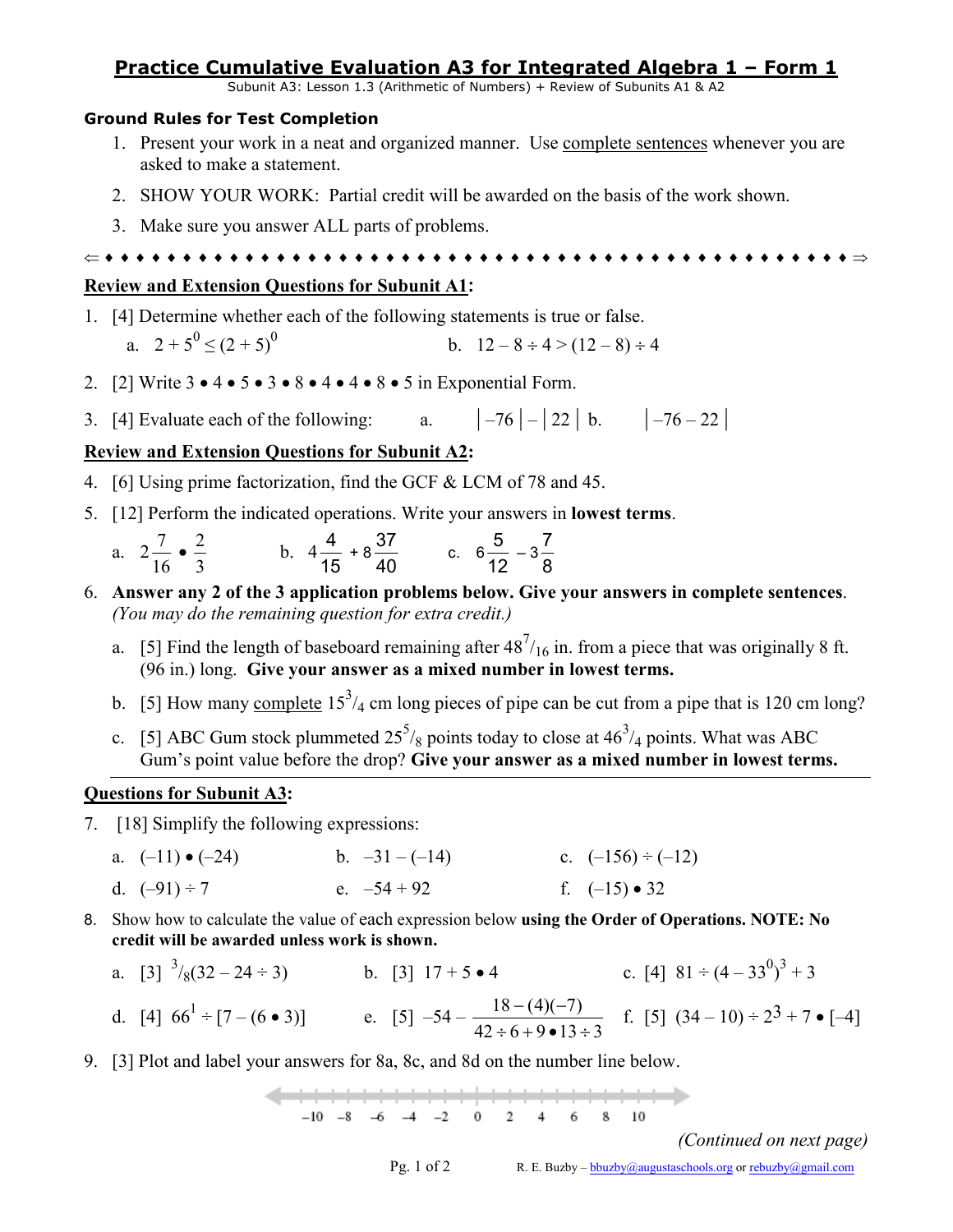# Practice Cumulative Evaluation A3 for Integrated Algebra 1 – Form 1

Subunit A3: Lesson 1.3 (Arithmetic of Numbers) + Review of Subunits A1 & A2

**Ground Rules for Test Completion**

1. Present your work in a neat and organized manner. Use complete sentences whenever you are asked to make a statement.
2. SHOW YOUR WORK: Partial credit will be awarded on the basis of the work shown.
3. Make sure you answer ALL parts of problems.

⇐ ♦ ♦ ♦ ♦ ♦ ♦ ♦ ♦ ♦ ♦ ♦ ♦ ♦ ♦ ♦ ♦ ♦ ♦ ♦ ♦ ♦ ♦ ♦ ♦ ♦ ♦ ♦ ♦ ♦ ♦ ♦ ♦ ♦ ♦ ♦ ♦ ♦ ♦ ♦ ♦ ♦ ♦ ♦ ♦ ♦ ♦ ♦ ♦ ⇒

## Review and Extension Questions for Subunit A1:

1. [4] Determine whether each of the following statements is true or false.
   a. $2 + 5^0 \leq (2 + 5)^0$  b. $12 - 8 \div 4 > (12 - 8) \div 4$
2. [2] Write $3 \bullet 4 \bullet 5 \bullet 3 \bullet 8 \bullet 4 \bullet 4 \bullet 8 \bullet 5$ in Exponential Form.
3. [4] Evaluate each of the following: a. $|-76| - |22|$  b. $|-76 - 22|$

## Review and Extension Questions for Subunit A2:

4. [6] Using prime factorization, find the GCF & LCM of 78 and 45.
5. [12] Perform the indicated operations. Write your answers in **lowest terms**.
   a. $2\frac{7}{16} \bullet \frac{2}{3}$  b. $4\frac{4}{15} + 8\frac{37}{40}$  c. $6\frac{5}{12} - 3\frac{7}{8}$
6. **Answer any 2 of the 3 application problems below. Give your answers in complete sentences**. *(You may do the remaining question for extra credit.)*
   a. [5] Find the length of baseboard remaining after $48^7/_{16}$ in. from a piece that was originally 8 ft. (96 in.) long. **Give your answer as a mixed number in lowest terms.**
   b. [5] How many complete $15^3/_4$ cm long pieces of pipe can be cut from a pipe that is 120 cm long?
   c. [5] ABC Gum stock plummeted $25^5/_8$ points today to close at $46^3/_4$ points. What was ABC Gum's point value before the drop? **Give your answer as a mixed number in lowest terms.**

## Questions for Subunit A3:

7. [18] Simplify the following expressions:
   a. $(-11) \bullet (-24)$  b. $-31 - (-14)$  c. $(-156) \div (-12)$
   d. $(-91) \div 7$  e. $-54 + 92$  f. $(-15) \bullet 32$
8. Show how to calculate the value of each expression below **using the Order of Operations. NOTE: No credit will be awarded unless work is shown.**
   a. [3] $^3/_8(32 - 24 \div 3)$  b. [3] $17 + 5 \bullet 4$  c. [4] $81 \div (4 - 33^0)^3 + 3$
   d. [4] $66^1 \div [7 - (6 \bullet 3)]$  e. [5] $-54 - \dfrac{18 - (4)(-7)}{42 \div 6 + 9 \bullet 13 \div 3}$  f. [5] $(34 - 10) \div 2^3 + 7 \bullet [-4]$
9. [3] Plot and label your answers for 8a, 8c, and 8d on the number line below.

–10 –8 –6 –4 –2 0 2 4 6 8 10

*(Continued on next page)*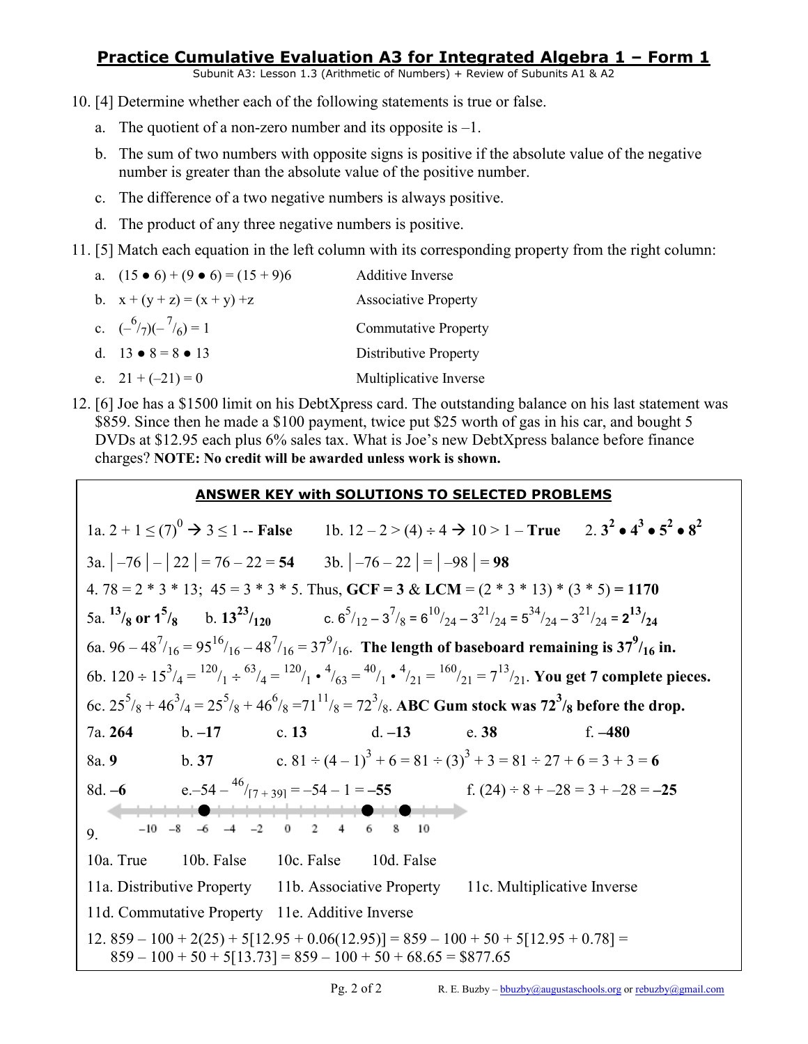## Practice Cumulative Evaluation A3 for Integrated Algebra 1 – Form 1

Subunit A3: Lesson 1.3 (Arithmetic of Numbers) + Review of Subunits A1 & A2

10. [4] Determine whether each of the following statements is true or false.

    a. The quotient of a non-zero number and its opposite is –1.

    b. The sum of two numbers with opposite signs is positive if the absolute value of the negative number is greater than the absolute value of the positive number.

    c. The difference of a two negative numbers is always positive.

    d. The product of any three negative numbers is positive.

11. [5] Match each equation in the left column with its corresponding property from the right column:

| | |
|---|---|
| a. $(15 \bullet 6) + (9 \bullet 6) = (15 + 9)6$ | Additive Inverse |
| b. $x + (y + z) = (x + y) + z$ | Associative Property |
| c. $(-^6/_7)(-^7/_6) = 1$ | Commutative Property |
| d. $13 \bullet 8 = 8 \bullet 13$ | Distributive Property |
| e. $21 + (-21) = 0$ | Multiplicative Inverse |

12. [6] Joe has a $1500 limit on his DebtXpress card. The outstanding balance on his last statement was $859. Since then he made a $100 payment, twice put $25 worth of gas in his car, and bought 5 DVDs at $12.95 each plus 6% sales tax. What is Joe's new DebtXpress balance before finance charges? **NOTE: No credit will be awarded unless work is shown.**

### ANSWER KEY with SOLUTIONS TO SELECTED PROBLEMS

1a. $2 + 1 \leq (7)^0 \rightarrow 3 \leq 1$ -- **False** 1b. $12 - 2 > (4) \div 4 \rightarrow 10 > 1$ – **True** 2. $\mathbf{3^2 \bullet 4^3 \bullet 5^2 \bullet 8^2}$

3a. $|-76| - |22| = 76 - 22 = \mathbf{54}$ 3b. $|-76 - 22| = |-98| = \mathbf{98}$

4. 78 = 2 * 3 * 13; 45 = 3 * 3 * 5. Thus, **GCF = 3** & **LCM** = (2 * 3 * 13) * (3 * 5) **= 1170**

5a. $\mathbf{^{13}/_8}$ **or** $\mathbf{1^5/_8}$ b. $\mathbf{13^{23}/_{120}}$ c. $6^5/_{12} - 3^7/_8 = 6^{10}/_{24} - 3^{21}/_{24} = 5^{34}/_{24} - 3^{21}/_{24} = \mathbf{2^{13}/_{24}}$

6a. $96 - 48^7/_{16} = 95^{16}/_{16} - 48^7/_{16} = 37^9/_{16}$. **The length of baseboard remaining is $37^9/_{16}$ in.**

6b. $120 \div 15^3/_4 = {}^{120}/_1 \div {}^{63}/_4 = {}^{120}/_1 \bullet {}^4/_{63} = {}^{40}/_1 \bullet {}^4/_{21} = {}^{160}/_{21} = 7^{13}/_{21}$. **You get 7 complete pieces.**

6c. $25^5/_8 + 46^3/_4 = 25^5/_8 + 46^6/_8 = 71^{11}/_8 = 72^3/_8$. **ABC Gum stock was $72^3/_8$ before the drop.**

7a. **264** b. **–17** c. **13** d. **–13** e. **38** f. **–480**

8a. **9** b. **37** c. $81 \div (4 - 1)^3 + 6 = 81 \div (3)^3 + 3 = 81 \div 27 + 6 = 3 + 3 = \mathbf{6}$

8d. **–6** e. $-54 - {}^{46}/_{[7 + 39]} = -54 - 1 = \mathbf{-55}$ f. $(24) \div 8 + -28 = 3 + -28 = \mathbf{-25}$

9.
–10 –8 –6 –4 –2 0 2 4 6 8 10

10a. True 10b. False 10c. False 10d. False

11a. Distributive Property 11b. Associative Property 11c. Multiplicative Inverse

11d. Commutative Property 11e. Additive Inverse

12. $859 - 100 + 2(25) + 5[12.95 + 0.06(12.95)] = 859 - 100 + 50 + 5[12.95 + 0.78] =$
$859 - 100 + 50 + 5[13.73] = 859 - 100 + 50 + 68.65 = \$877.65$